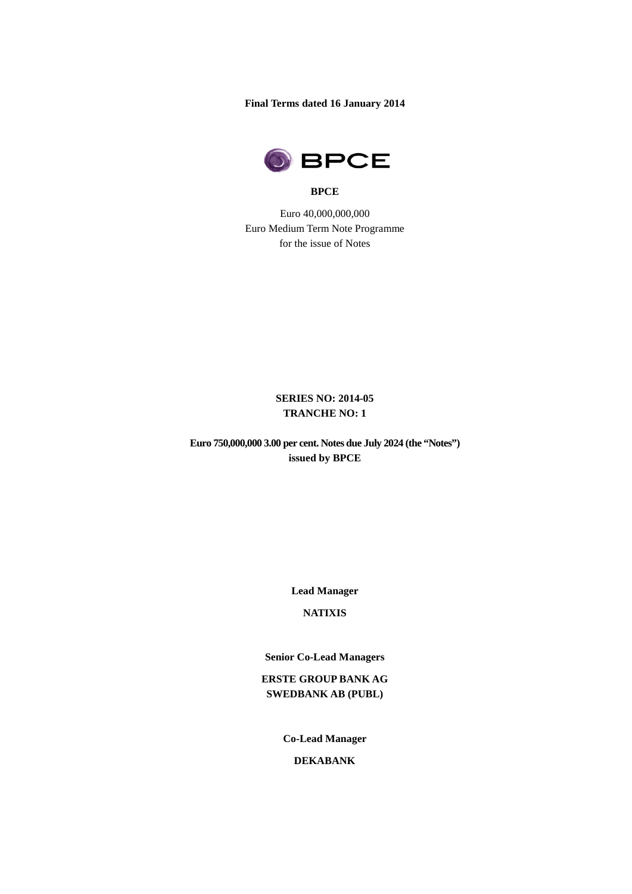**Final Terms dated 16 January 2014**

**BPCE**

Euro 40,000,000,000
Euro Medium Term Note Programme
for the issue of Notes

**SERIES NO: 2014-05**
**TRANCHE NO: 1**

**Euro 750,000,000 3.00 per cent. Notes due July 2024 (the "Notes")**
**issued by BPCE**

**Lead Manager**

**NATIXIS**

**Senior Co-Lead Managers**

**ERSTE GROUP BANK AG**
**SWEDBANK AB (PUBL)**

**Co-Lead Manager**

**DEKABANK**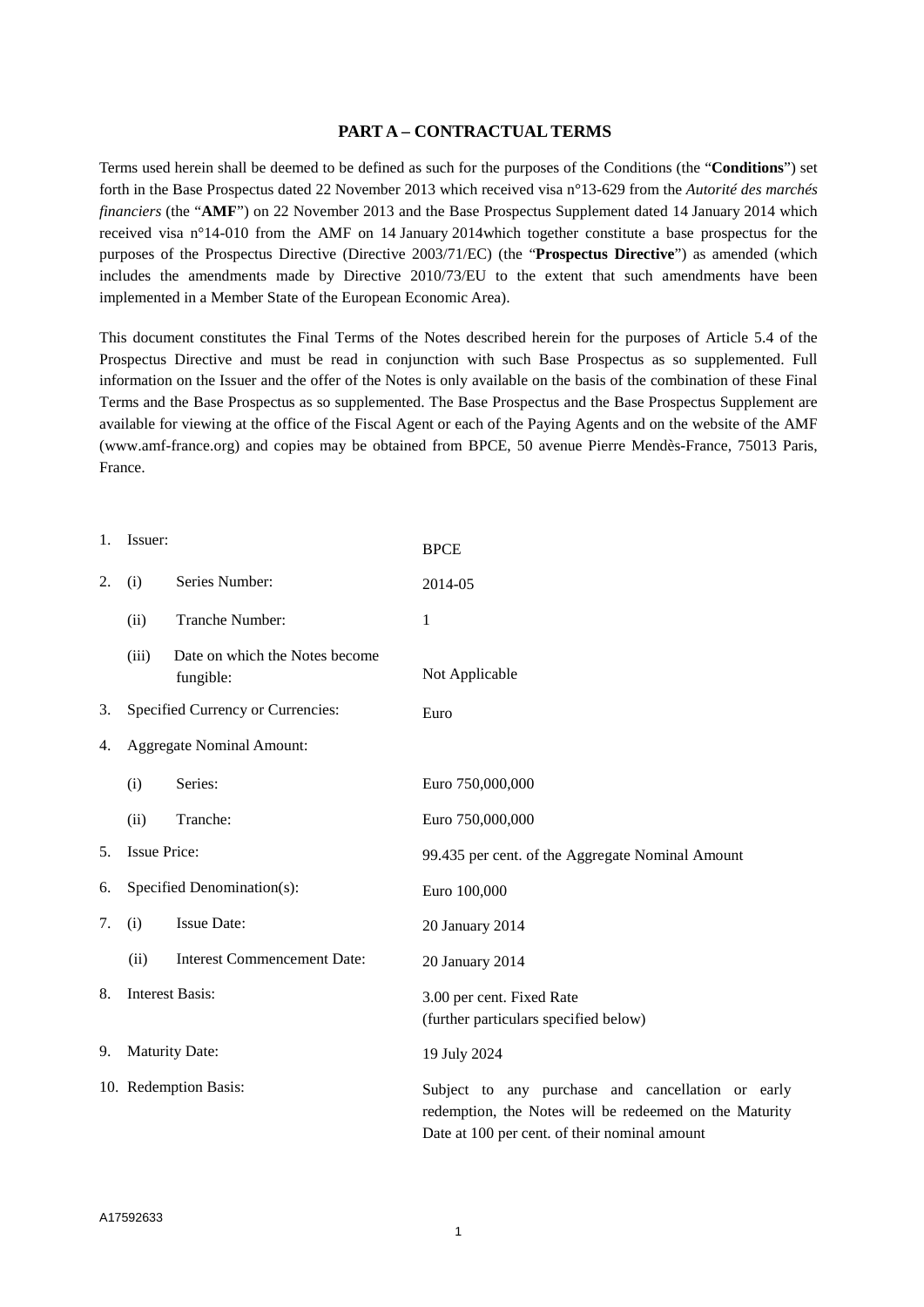## PART A – CONTRACTUAL TERMS

Terms used herein shall be deemed to be defined as such for the purposes of the Conditions (the "**Conditions**") set forth in the Base Prospectus dated 22 November 2013 which received visa n°13-629 from the *Autorité des marchés financiers* (the "**AMF**") on 22 November 2013 and the Base Prospectus Supplement dated 14 January 2014 which received visa n°14-010 from the AMF on 14 January 2014which together constitute a base prospectus for the purposes of the Prospectus Directive (Directive 2003/71/EC) (the "**Prospectus Directive**") as amended (which includes the amendments made by Directive 2010/73/EU to the extent that such amendments have been implemented in a Member State of the European Economic Area).

This document constitutes the Final Terms of the Notes described herein for the purposes of Article 5.4 of the Prospectus Directive and must be read in conjunction with such Base Prospectus as so supplemented. Full information on the Issuer and the offer of the Notes is only available on the basis of the combination of these Final Terms and the Base Prospectus as so supplemented. The Base Prospectus and the Base Prospectus Supplement are available for viewing at the office of the Fiscal Agent or each of the Paying Agents and on the website of the AMF (www.amf-france.org) and copies may be obtained from BPCE, 50 avenue Pierre Mendès-France, 75013 Paris, France.

| | | |
|---|---|---|
| 1. | Issuer: | BPCE |
| 2. | (i) Series Number: | 2014-05 |
| | (ii) Tranche Number: | 1 |
| | (iii) Date on which the Notes become fungible: | Not Applicable |
| 3. | Specified Currency or Currencies: | Euro |
| 4. | Aggregate Nominal Amount: | |
| | (i) Series: | Euro 750,000,000 |
| | (ii) Tranche: | Euro 750,000,000 |
| 5. | Issue Price: | 99.435 per cent. of the Aggregate Nominal Amount |
| 6. | Specified Denomination(s): | Euro 100,000 |
| 7. | (i) Issue Date: | 20 January 2014 |
| | (ii) Interest Commencement Date: | 20 January 2014 |
| 8. | Interest Basis: | 3.00 per cent. Fixed Rate<br>(further particulars specified below) |
| 9. | Maturity Date: | 19 July 2024 |
| 10. | Redemption Basis: | Subject to any purchase and cancellation or early redemption, the Notes will be redeemed on the Maturity Date at 100 per cent. of their nominal amount |

A17592633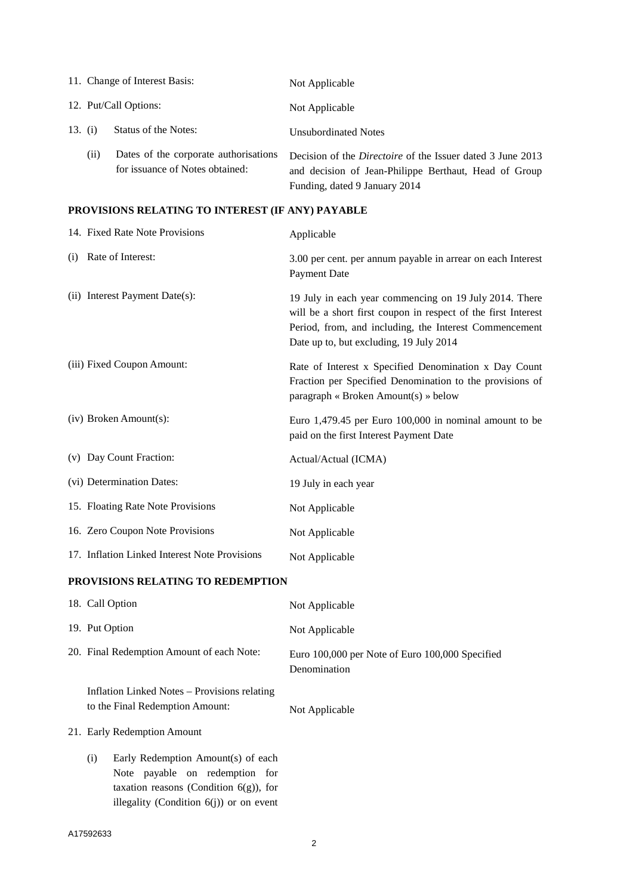| | |
|---|---|
| 11. Change of Interest Basis: | Not Applicable |
| 12. Put/Call Options: | Not Applicable |
| 13. (i) Status of the Notes: | Unsubordinated Notes |
| (ii) Dates of the corporate authorisations for issuance of Notes obtained: | Decision of the *Directoire* of the Issuer dated 3 June 2013 and decision of Jean-Philippe Berthaut, Head of Group Funding, dated 9 January 2014 |

## PROVISIONS RELATING TO INTEREST (IF ANY) PAYABLE

| | |
|---|---|
| 14. Fixed Rate Note Provisions | Applicable |
| (i) Rate of Interest: | 3.00 per cent. per annum payable in arrear on each Interest Payment Date |
| (ii) Interest Payment Date(s): | 19 July in each year commencing on 19 July 2014. There will be a short first coupon in respect of the first Interest Period, from, and including, the Interest Commencement Date up to, but excluding, 19 July 2014 |
| (iii) Fixed Coupon Amount: | Rate of Interest x Specified Denomination x Day Count Fraction per Specified Denomination to the provisions of paragraph « Broken Amount(s) » below |
| (iv) Broken Amount(s): | Euro 1,479.45 per Euro 100,000 in nominal amount to be paid on the first Interest Payment Date |
| (v) Day Count Fraction: | Actual/Actual (ICMA) |
| (vi) Determination Dates: | 19 July in each year |
| 15. Floating Rate Note Provisions | Not Applicable |
| 16. Zero Coupon Note Provisions | Not Applicable |
| 17. Inflation Linked Interest Note Provisions | Not Applicable |

## PROVISIONS RELATING TO REDEMPTION

| | |
|---|---|
| 18. Call Option | Not Applicable |
| 19. Put Option | Not Applicable |
| 20. Final Redemption Amount of each Note: | Euro 100,000 per Note of Euro 100,000 Specified Denomination |
| Inflation Linked Notes – Provisions relating to the Final Redemption Amount: | Not Applicable |
| 21. Early Redemption Amount | |
| (i) Early Redemption Amount(s) of each Note payable on redemption for taxation reasons (Condition 6(g)), for illegality (Condition 6(j)) or on event | |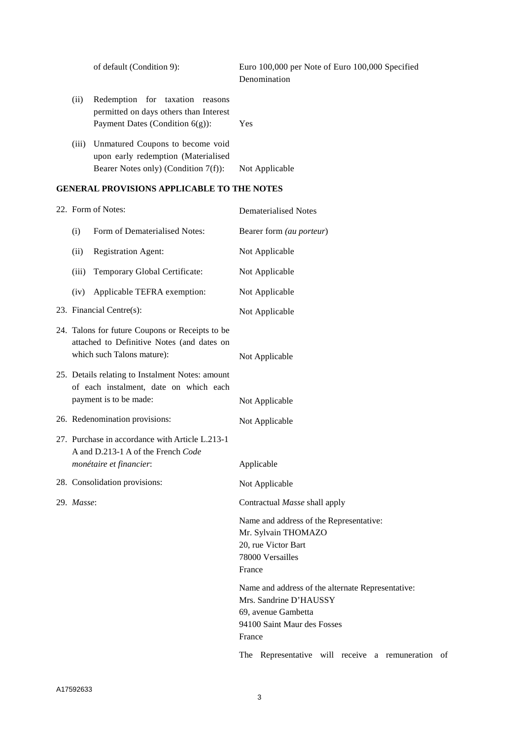| | | |
|---|---|---|
| | of default (Condition 9): | Euro 100,000 per Note of Euro 100,000 Specified Denomination |
| (ii) | Redemption for taxation reasons permitted on days others than Interest Payment Dates (Condition 6(g)): | Yes |
| (iii) | Unmatured Coupons to become void upon early redemption (Materialised Bearer Notes only) (Condition 7(f)): | Not Applicable |

## GENERAL PROVISIONS APPLICABLE TO THE NOTES

| | |
|---|---|
| 22. Form of Notes: | Dematerialised Notes |
| (i) Form of Dematerialised Notes: | Bearer form *(au porteur)* |
| (ii) Registration Agent: | Not Applicable |
| (iii) Temporary Global Certificate: | Not Applicable |
| (iv) Applicable TEFRA exemption: | Not Applicable |
| 23. Financial Centre(s): | Not Applicable |
| 24. Talons for future Coupons or Receipts to be attached to Definitive Notes (and dates on which such Talons mature): | Not Applicable |
| 25. Details relating to Instalment Notes: amount of each instalment, date on which each payment is to be made: | Not Applicable |
| 26. Redenomination provisions: | Not Applicable |
| 27. Purchase in accordance with Article L.213-1 A and D.213-1 A of the French *Code monétaire et financier*: | Applicable |
| 28. Consolidation provisions: | Not Applicable |
| 29. *Masse*: | Contractual *Masse* shall apply |

Name and address of the Representative:
Mr. Sylvain THOMAZO
20, rue Victor Bart
78000 Versailles
France

Name and address of the alternate Representative:
Mrs. Sandrine D'HAUSSY
69, avenue Gambetta
94100 Saint Maur des Fosses
France

The Representative will receive a remuneration of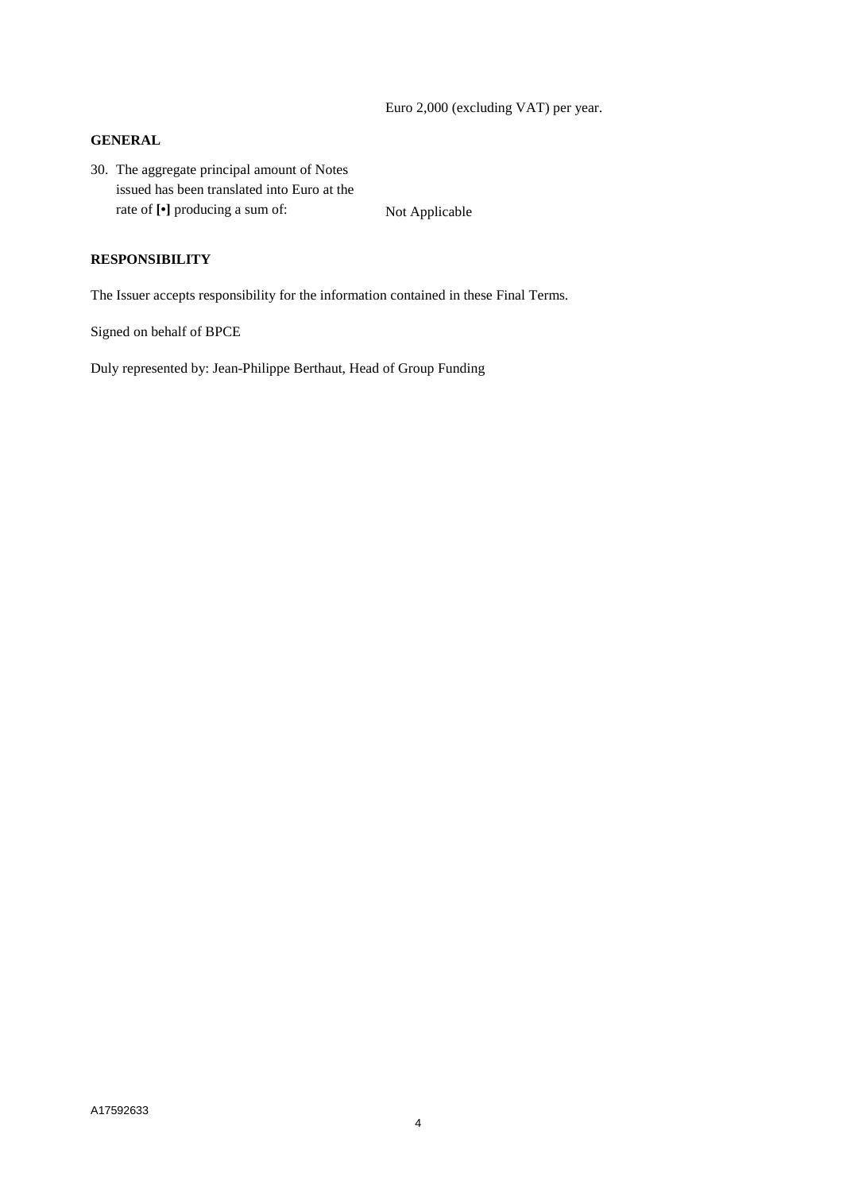Euro 2,000 (excluding VAT) per year.

**GENERAL**

| | |
|---|---|
| 30. The aggregate principal amount of Notes issued has been translated into Euro at the rate of **[•]** producing a sum of: | Not Applicable |

**RESPONSIBILITY**

The Issuer accepts responsibility for the information contained in these Final Terms.

Signed on behalf of BPCE

Duly represented by: Jean-Philippe Berthaut, Head of Group Funding

A17592633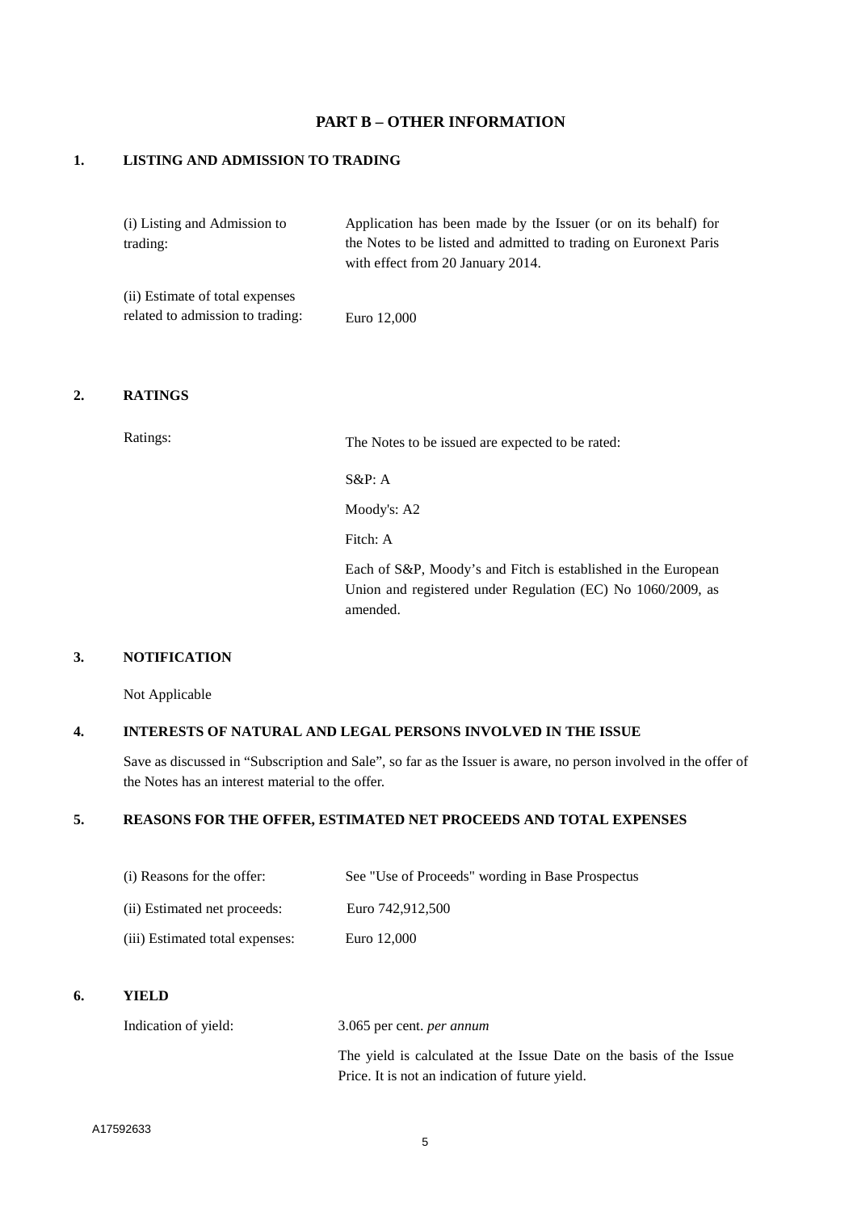## PART B – OTHER INFORMATION

### 1. LISTING AND ADMISSION TO TRADING

| | |
|---|---|
| (i) Listing and Admission to trading: | Application has been made by the Issuer (or on its behalf) for the Notes to be listed and admitted to trading on Euronext Paris with effect from 20 January 2014. |
| (ii) Estimate of total expenses related to admission to trading: | Euro 12,000 |

### 2. RATINGS

Ratings: The Notes to be issued are expected to be rated:

S&P: A

Moody's: A2

Fitch: A

Each of S&P, Moody's and Fitch is established in the European Union and registered under Regulation (EC) No 1060/2009, as amended.

### 3. NOTIFICATION

Not Applicable

### 4. INTERESTS OF NATURAL AND LEGAL PERSONS INVOLVED IN THE ISSUE

Save as discussed in "Subscription and Sale", so far as the Issuer is aware, no person involved in the offer of the Notes has an interest material to the offer.

### 5. REASONS FOR THE OFFER, ESTIMATED NET PROCEEDS AND TOTAL EXPENSES

| | |
|---|---|
| (i) Reasons for the offer: | See "Use of Proceeds" wording in Base Prospectus |
| (ii) Estimated net proceeds: | Euro 742,912,500 |
| (iii) Estimated total expenses: | Euro 12,000 |

### 6. YIELD

Indication of yield: 3.065 per cent. *per annum*

The yield is calculated at the Issue Date on the basis of the Issue Price. It is not an indication of future yield.

A17592633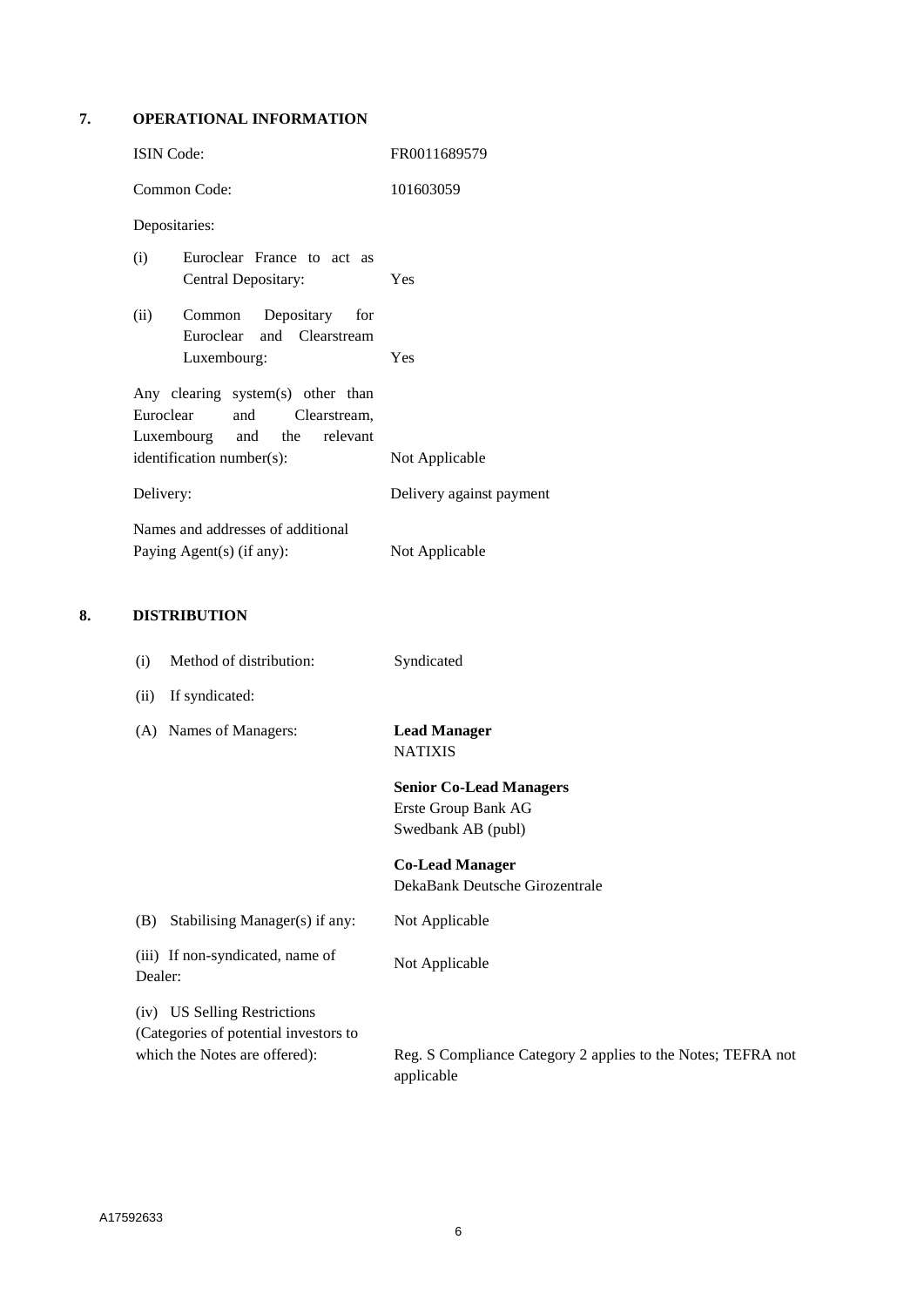## 7. OPERATIONAL INFORMATION

| | |
|---|---|
| ISIN Code: | FR0011689579 |
| Common Code: | 101603059 |
| Depositaries: | |
| (i) Euroclear France to act as Central Depositary: | Yes |
| (ii) Common Depositary for Euroclear and Clearstream Luxembourg: | Yes |
| Any clearing system(s) other than Euroclear and Clearstream, Luxembourg and the relevant identification number(s): | Not Applicable |
| Delivery: | Delivery against payment |
| Names and addresses of additional Paying Agent(s) (if any): | Not Applicable |

## 8. DISTRIBUTION

| | |
|---|---|
| (i) Method of distribution: | Syndicated |
| (ii) If syndicated: | |
| (A) Names of Managers: | **Lead Manager**<br>NATIXIS<br><br>**Senior Co-Lead Managers**<br>Erste Group Bank AG<br>Swedbank AB (publ)<br><br>**Co-Lead Manager**<br>DekaBank Deutsche Girozentrale |
| (B) Stabilising Manager(s) if any: | Not Applicable |
| (iii) If non-syndicated, name of Dealer: | Not Applicable |
| (iv) US Selling Restrictions (Categories of potential investors to which the Notes are offered): | Reg. S Compliance Category 2 applies to the Notes; TEFRA not applicable |

A17592633